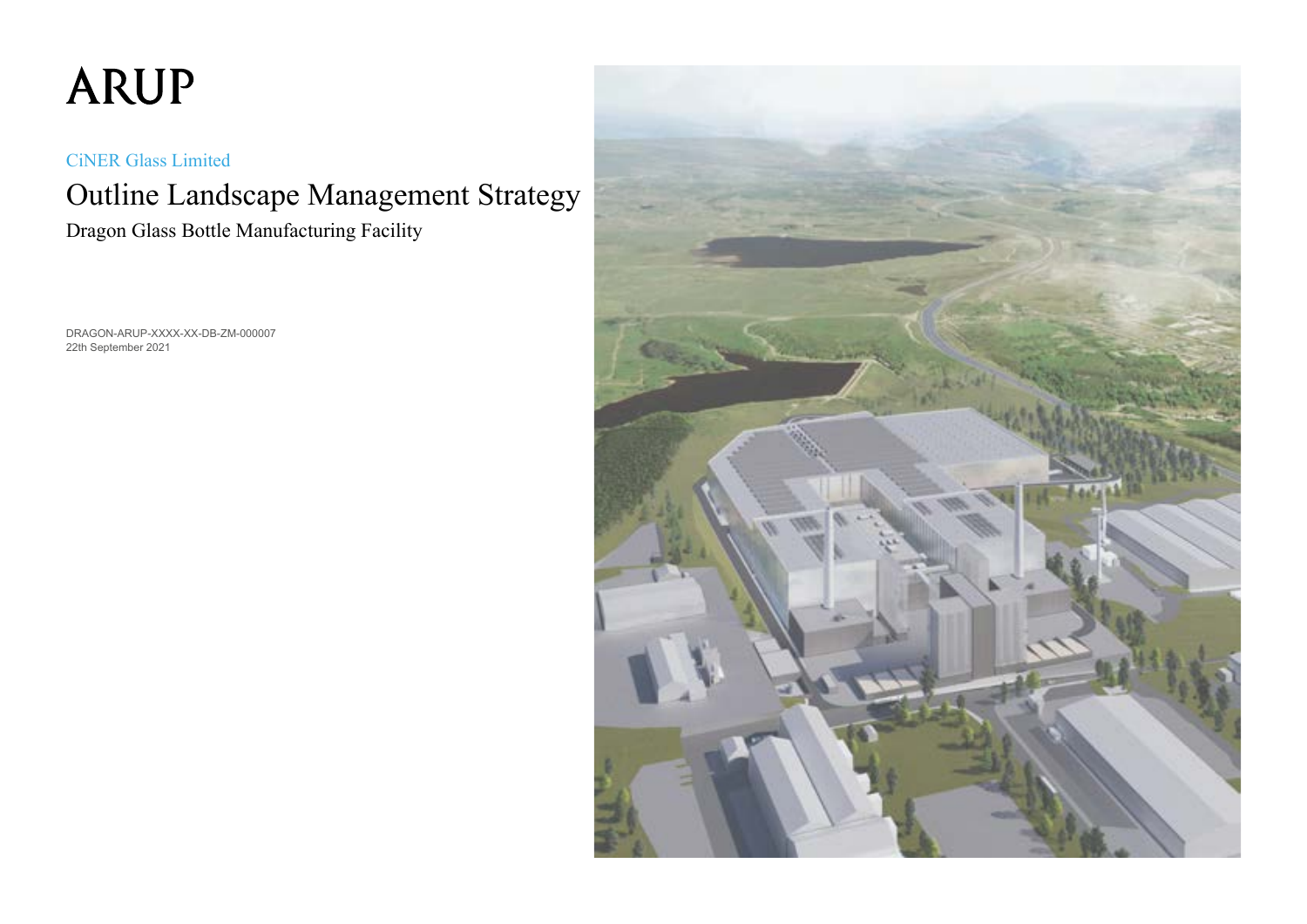ARUP

CiNER Glass Limited

# Outline Landscape Management Strategy

## Dragon Glass Bottle Manufacturing Facility

DRAGON-ARUP-XXXX-XX-DB-ZM-000007
22th September 2021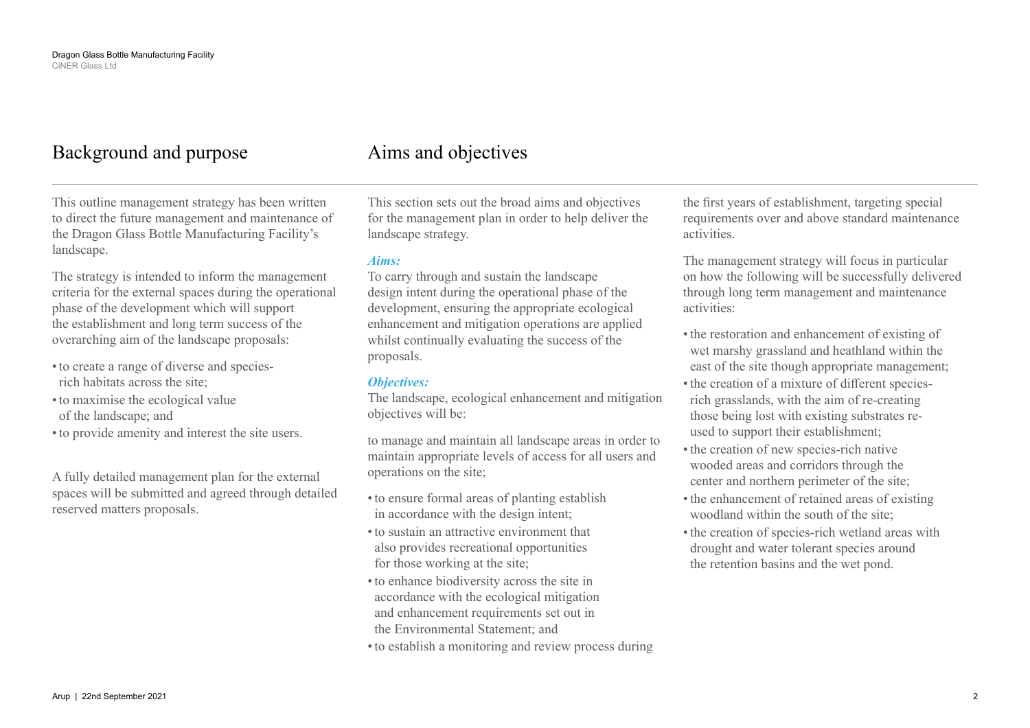## Background and purpose

This outline management strategy has been written to direct the future management and maintenance of the Dragon Glass Bottle Manufacturing Facility's landscape.

The strategy is intended to inform the management criteria for the external spaces during the operational phase of the development which will support the establishment and long term success of the overarching aim of the landscape proposals:

- to create a range of diverse and species-rich habitats across the site;
- to maximise the ecological value of the landscape; and
- to provide amenity and interest the site users.

A fully detailed management plan for the external spaces will be submitted and agreed through detailed reserved matters proposals.

## Aims and objectives

This section sets out the broad aims and objectives for the management plan in order to help deliver the landscape strategy.

***Aims:***
To carry through and sustain the landscape design intent during the operational phase of the development, ensuring the appropriate ecological enhancement and mitigation operations are applied whilst continually evaluating the success of the proposals.

***Objectives:***
The landscape, ecological enhancement and mitigation objectives will be:

to manage and maintain all landscape areas in order to maintain appropriate levels of access for all users and operations on the site;

- to ensure formal areas of planting establish in accordance with the design intent;
- to sustain an attractive environment that also provides recreational opportunities for those working at the site;
- to enhance biodiversity across the site in accordance with the ecological mitigation and enhancement requirements set out in the Environmental Statement; and
- to establish a monitoring and review process during the first years of establishment, targeting special requirements over and above standard maintenance activities.

The management strategy will focus in particular on how the following will be successfully delivered through long term management and maintenance activities:

- the restoration and enhancement of existing of wet marshy grassland and heathland within the east of the site though appropriate management;
- the creation of a mixture of different species-rich grasslands, with the aim of re-creating those being lost with existing substrates re-used to support their establishment;
- the creation of new species-rich native wooded areas and corridors through the center and northern perimeter of the site;
- the enhancement of retained areas of existing woodland within the south of the site;
- the creation of species-rich wetland areas with drought and water tolerant species around the retention basins and the wet pond.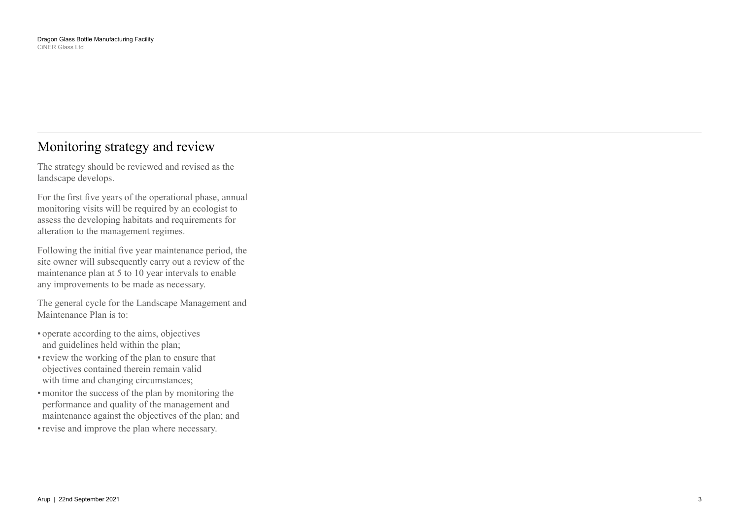## Monitoring strategy and review

The strategy should be reviewed and revised as the landscape develops.

For the first five years of the operational phase, annual monitoring visits will be required by an ecologist to assess the developing habitats and requirements for alteration to the management regimes.

Following the initial five year maintenance period, the site owner will subsequently carry out a review of the maintenance plan at 5 to 10 year intervals to enable any improvements to be made as necessary.

The general cycle for the Landscape Management and Maintenance Plan is to:

- operate according to the aims, objectives and guidelines held within the plan;
- review the working of the plan to ensure that objectives contained therein remain valid with time and changing circumstances;
- monitor the success of the plan by monitoring the performance and quality of the management and maintenance against the objectives of the plan; and
- revise and improve the plan where necessary.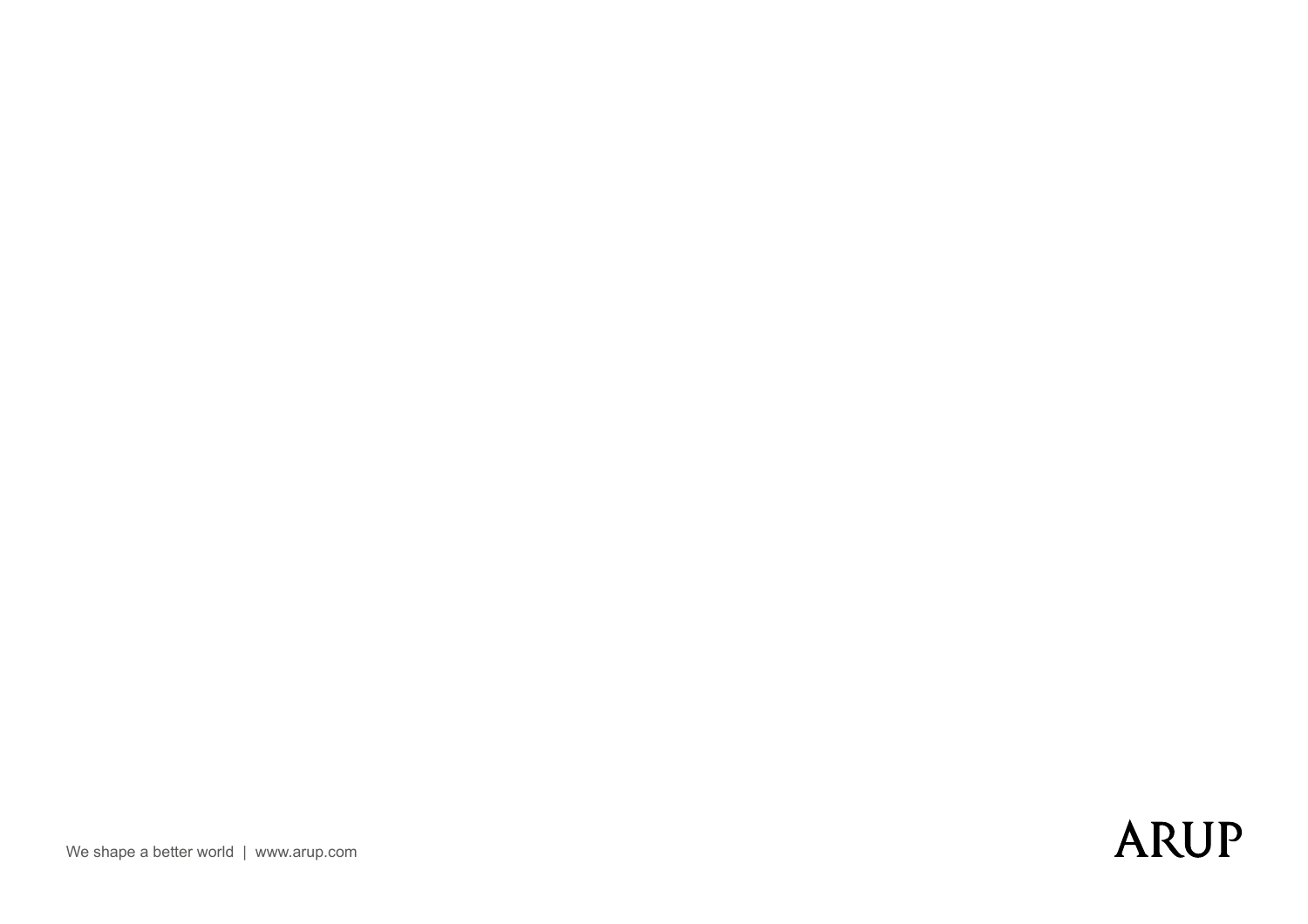We shape a better world | www.arup.com

ARUP